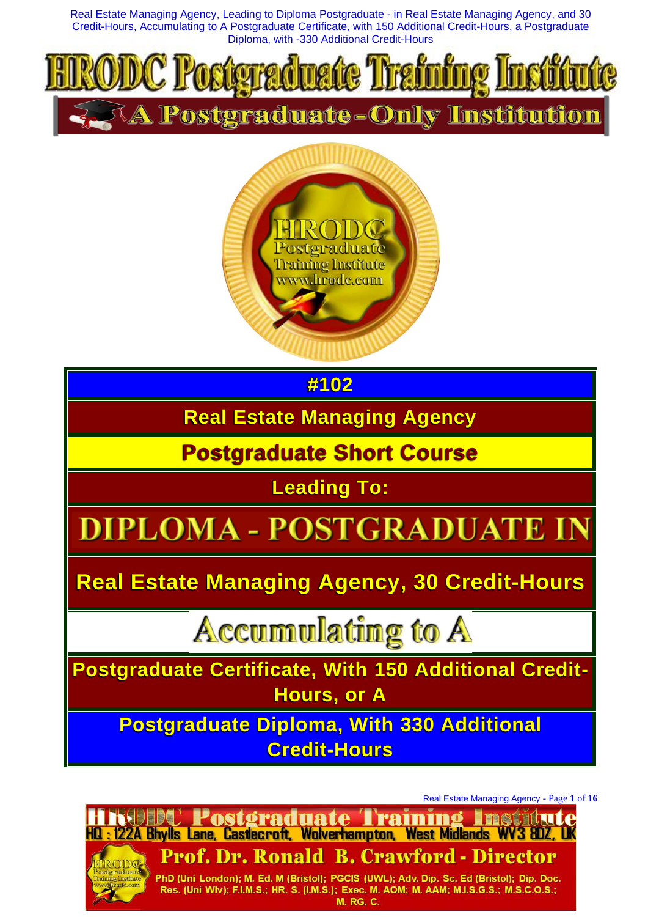# HRODC Postgraduate Training Institute

## A Postgraduate-Only Institution

HRODC Postgraduate Training Institute www.hrodc.com

**#102**

## Real Estate Managing Agency

**Postgraduate Short Course**

**Leading To:**

# DIPLOMA - POSTGRADUATE IN

**Real Estate Managing Agency, 30 Credit-Hours**

**Accumulating to A**

**Postgraduate Certificate, With 150 Additional Credit-Hours, or A**

**Postgraduate Diploma, With 330 Additional Credit-Hours**

**HRODC Postgraduate Training Institute**
HQ : 122A Bhylls Lane, Castlecroft, Wolverhampton, West Midlands WV3 8DZ, UK

**Prof. Dr. Ronald B. Crawford - Director**
PhD (Uni London); M. Ed. M (Bristol); PGCIS (UWL); Adv. Dip. Sc. Ed (Bristol); Dip. Doc. Res. (Uni Wlv); F.I.M.S.; HR. S. (I.M.S.); Exec. M. AOM; M. AAM; M.I.S.G.S.; M.S.C.O.S.; M. RG. C.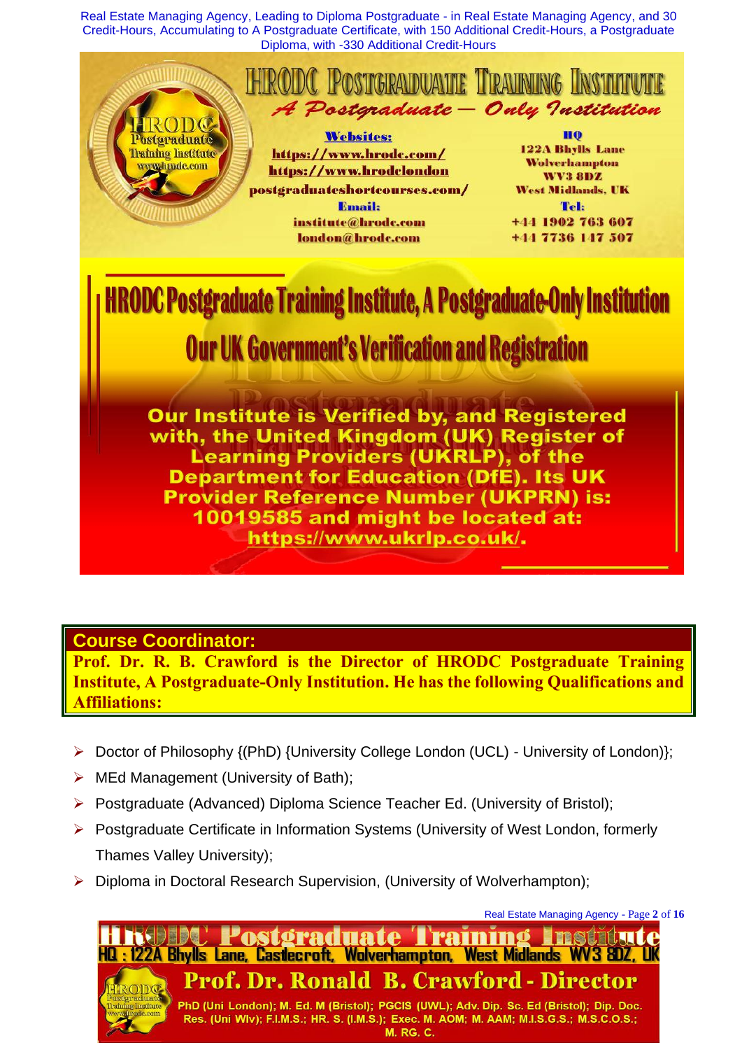Real Estate Managing Agency, Leading to Diploma Postgraduate - in Real Estate Managing Agency, and 30 Credit-Hours, Accumulating to A Postgraduate Certificate, with 150 Additional Credit-Hours, a Postgraduate Diploma, with -330 Additional Credit-Hours

# HRODC Postgraduate Training Institute

*A Postgraduate – Only Institution*

**Websites:**
https://www.hrodc.com/
https://www.hrodclondon postgraduateshortcourses.com/

**Email:**
institute@hrodc.com
london@hrodc.com

**HQ**
122A Bhylls Lane
Wolverhampton
WV3 8DZ
West Midlands, UK

**Tel:**
+44 1902 763 607
+44 7736 147 507

## HRODC Postgraduate Training Institute, A Postgraduate-Only Institution

## Our UK Government's Verification and Registration

**Our Institute is Verified by, and Registered with, the United Kingdom (UK) Register of Learning Providers (UKRLP), of the Department for Education (DfE). Its UK Provider Reference Number (UKPRN) is: 10019585 and might be located at: https://www.ukrlp.co.uk/.**

### Course Coordinator:

**Prof. Dr. R. B. Crawford is the Director of HRODC Postgraduate Training Institute, A Postgraduate-Only Institution. He has the following Qualifications and Affiliations:**

- Doctor of Philosophy {(PhD) {University College London (UCL) - University of London)};
- MEd Management (University of Bath);
- Postgraduate (Advanced) Diploma Science Teacher Ed. (University of Bristol);
- Postgraduate Certificate in Information Systems (University of West London, formerly Thames Valley University);
- Diploma in Doctoral Research Supervision, (University of Wolverhampton);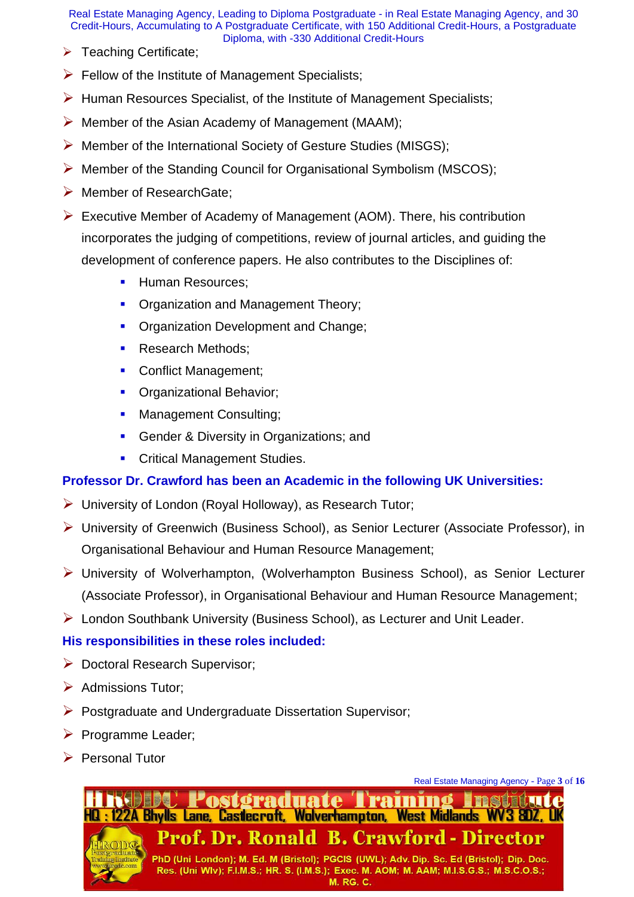- Teaching Certificate;
- Fellow of the Institute of Management Specialists;
- Human Resources Specialist, of the Institute of Management Specialists;
- Member of the Asian Academy of Management (MAAM);
- Member of the International Society of Gesture Studies (MISGS);
- Member of the Standing Council for Organisational Symbolism (MSCOS);
- Member of ResearchGate;
- Executive Member of Academy of Management (AOM). There, his contribution incorporates the judging of competitions, review of journal articles, and guiding the development of conference papers. He also contributes to the Disciplines of:
  - Human Resources;
  - Organization and Management Theory;
  - Organization Development and Change;
  - Research Methods;
  - Conflict Management;
  - Organizational Behavior;
  - Management Consulting;
  - Gender & Diversity in Organizations; and
  - Critical Management Studies.

**Professor Dr. Crawford has been an Academic in the following UK Universities:**

- University of London (Royal Holloway), as Research Tutor;
- University of Greenwich (Business School), as Senior Lecturer (Associate Professor), in Organisational Behaviour and Human Resource Management;
- University of Wolverhampton, (Wolverhampton Business School), as Senior Lecturer (Associate Professor), in Organisational Behaviour and Human Resource Management;
- London Southbank University (Business School), as Lecturer and Unit Leader.

**His responsibilities in these roles included:**

- Doctoral Research Supervisor;
- Admissions Tutor;
- Postgraduate and Undergraduate Dissertation Supervisor;
- Programme Leader;
- Personal Tutor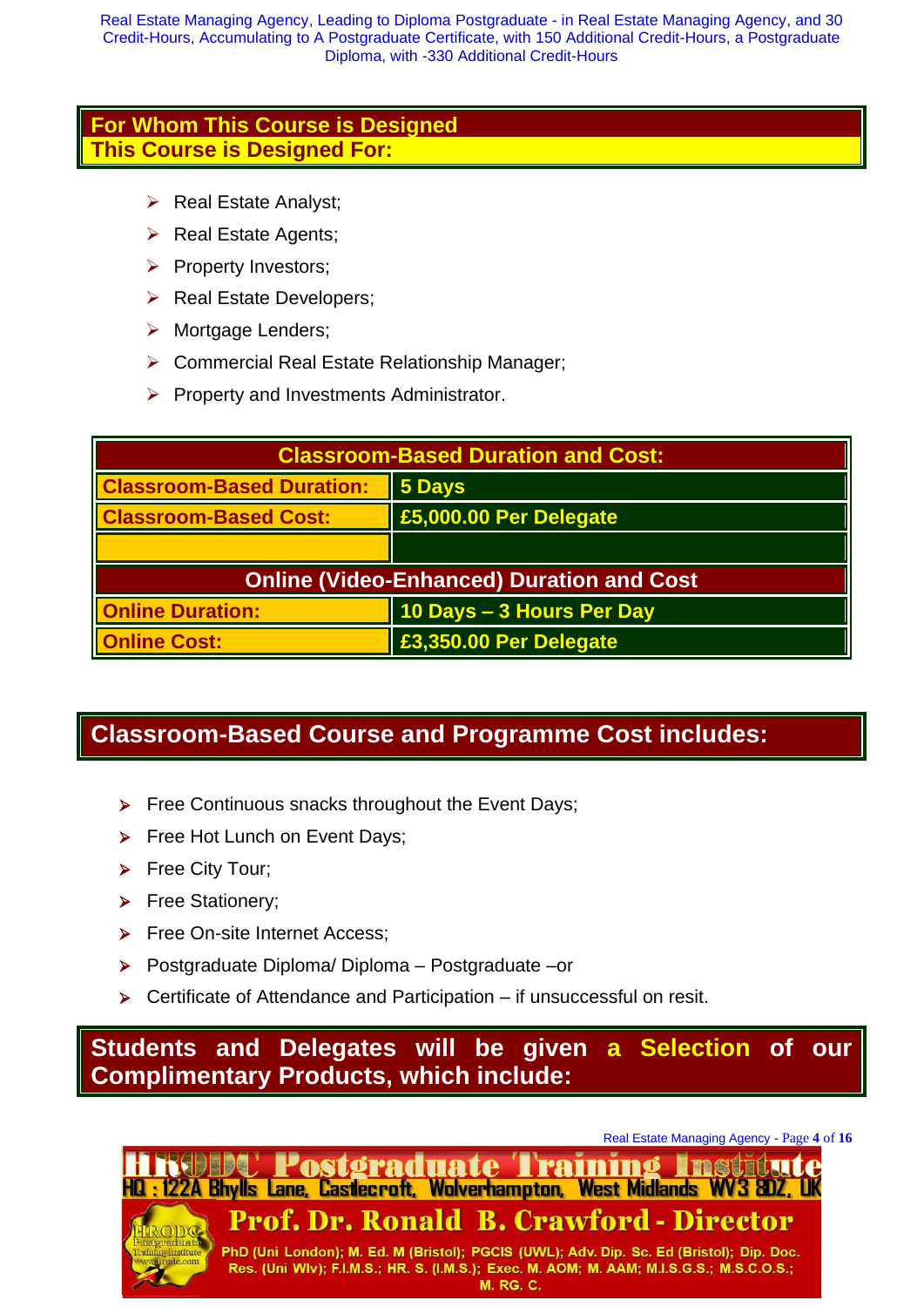## For Whom This Course is Designed

### This Course is Designed For:

- Real Estate Analyst;
- Real Estate Agents;
- Property Investors;
- Real Estate Developers;
- Mortgage Lenders;
- Commercial Real Estate Relationship Manager;
- Property and Investments Administrator.

| Classroom-Based Duration and Cost: | |
|---|---|
| Classroom-Based Duration: | 5 Days |
| Classroom-Based Cost: | £5,000.00 Per Delegate |
| | |
| **Online (Video-Enhanced) Duration and Cost** | |
| Online Duration: | 10 Days – 3 Hours Per Day |
| Online Cost: | £3,350.00 Per Delegate |

## Classroom-Based Course and Programme Cost includes:

- Free Continuous snacks throughout the Event Days;
- Free Hot Lunch on Event Days;
- Free City Tour;
- Free Stationery;
- Free On-site Internet Access;
- Postgraduate Diploma/ Diploma – Postgraduate –or
- Certificate of Attendance and Participation – if unsuccessful on resit.

## Students and Delegates will be given a Selection of our Complimentary Products, which include: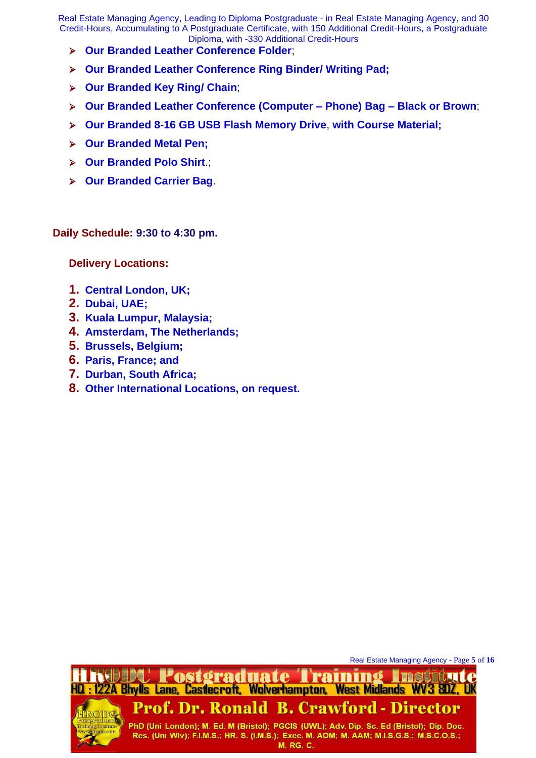- **Our Branded Leather Conference Folder**;
- **Our Branded Leather Conference Ring Binder/ Writing Pad;**
- **Our Branded Key Ring/ Chain**;
- **Our Branded Leather Conference (Computer – Phone) Bag – Black or Brown**;
- **Our Branded 8-16 GB USB Flash Memory Drive**, **with Course Material;**
- **Our Branded Metal Pen;**
- **Our Branded Polo Shirt**.;
- **Our Branded Carrier Bag**.

**Daily Schedule: 9:30 to 4:30 pm.**

**Delivery Locations:**

1. **Central London, UK;**
2. **Dubai, UAE;**
3. **Kuala Lumpur, Malaysia;**
4. **Amsterdam, The Netherlands;**
5. **Brussels, Belgium;**
6. **Paris, France; and**
7. **Durban, South Africa;**
8. **Other International Locations, on request.**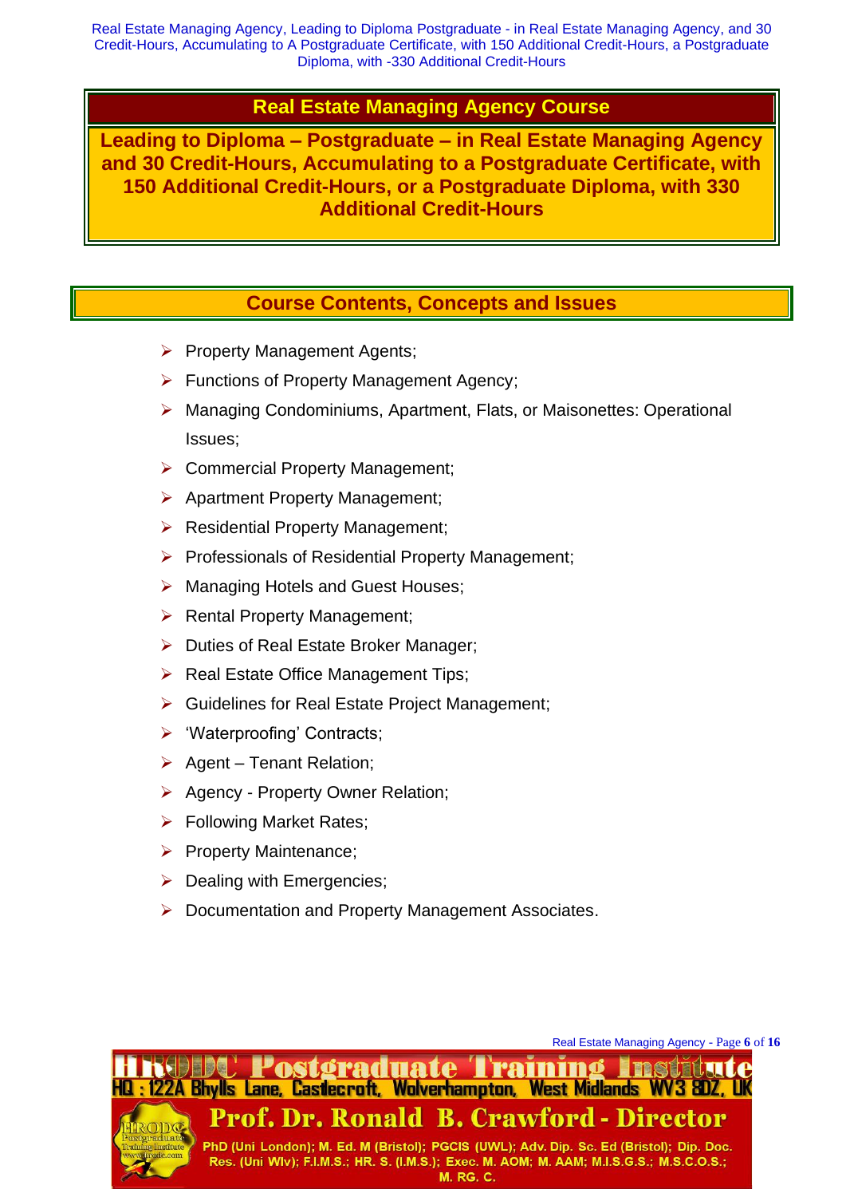## Real Estate Managing Agency Course

**Leading to Diploma – Postgraduate – in Real Estate Managing Agency and 30 Credit-Hours, Accumulating to a Postgraduate Certificate, with 150 Additional Credit-Hours, or a Postgraduate Diploma, with 330 Additional Credit-Hours**

## Course Contents, Concepts and Issues

- Property Management Agents;
- Functions of Property Management Agency;
- Managing Condominiums, Apartment, Flats, or Maisonettes: Operational Issues;
- Commercial Property Management;
- Apartment Property Management;
- Residential Property Management;
- Professionals of Residential Property Management;
- Managing Hotels and Guest Houses;
- Rental Property Management;
- Duties of Real Estate Broker Manager;
- Real Estate Office Management Tips;
- Guidelines for Real Estate Project Management;
- 'Waterproofing' Contracts;
- Agent – Tenant Relation;
- Agency - Property Owner Relation;
- Following Market Rates;
- Property Maintenance;
- Dealing with Emergencies;
- Documentation and Property Management Associates.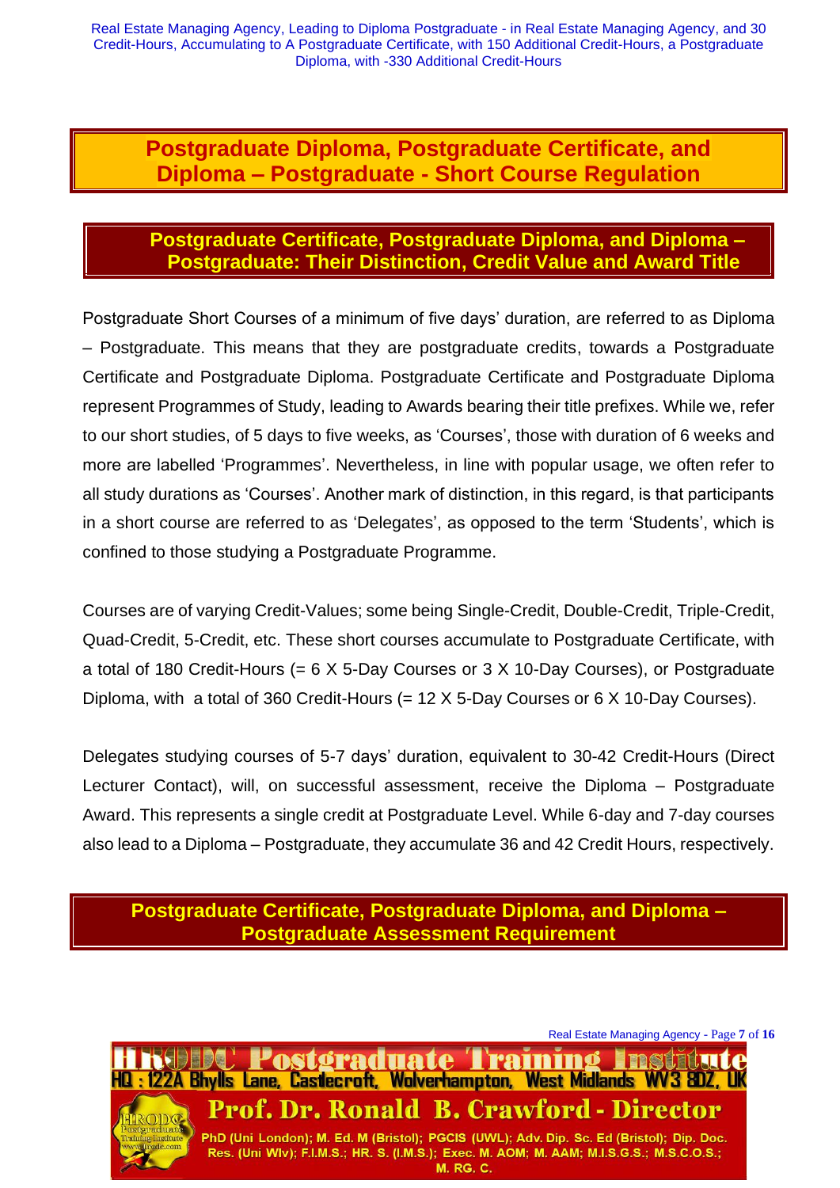# Postgraduate Diploma, Postgraduate Certificate, and Diploma – Postgraduate - Short Course Regulation

## Postgraduate Certificate, Postgraduate Diploma, and Diploma – Postgraduate: Their Distinction, Credit Value and Award Title

Postgraduate Short Courses of a minimum of five days' duration, are referred to as Diploma – Postgraduate. This means that they are postgraduate credits, towards a Postgraduate Certificate and Postgraduate Diploma. Postgraduate Certificate and Postgraduate Diploma represent Programmes of Study, leading to Awards bearing their title prefixes. While we, refer to our short studies, of 5 days to five weeks, as 'Courses', those with duration of 6 weeks and more are labelled 'Programmes'. Nevertheless, in line with popular usage, we often refer to all study durations as 'Courses'. Another mark of distinction, in this regard, is that participants in a short course are referred to as 'Delegates', as opposed to the term 'Students', which is confined to those studying a Postgraduate Programme.

Courses are of varying Credit-Values; some being Single-Credit, Double-Credit, Triple-Credit, Quad-Credit, 5-Credit, etc. These short courses accumulate to Postgraduate Certificate, with a total of 180 Credit-Hours (= 6 X 5-Day Courses or 3 X 10-Day Courses), or Postgraduate Diploma, with a total of 360 Credit-Hours (= 12 X 5-Day Courses or 6 X 10-Day Courses).

Delegates studying courses of 5-7 days' duration, equivalent to 30-42 Credit-Hours (Direct Lecturer Contact), will, on successful assessment, receive the Diploma – Postgraduate Award. This represents a single credit at Postgraduate Level. While 6-day and 7-day courses also lead to a Diploma – Postgraduate, they accumulate 36 and 42 Credit Hours, respectively.

## Postgraduate Certificate, Postgraduate Diploma, and Diploma – Postgraduate Assessment Requirement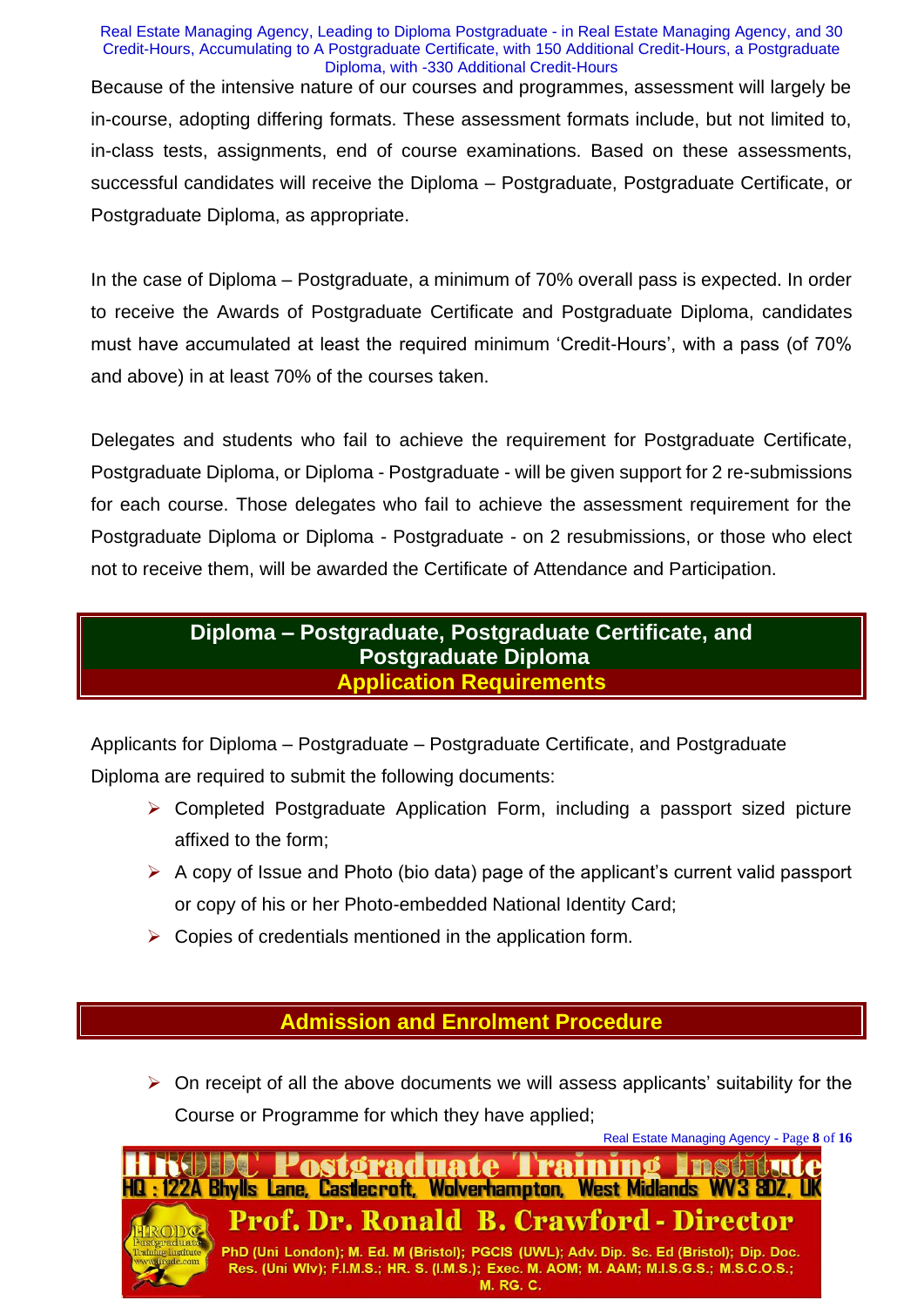Because of the intensive nature of our courses and programmes, assessment will largely be in-course, adopting differing formats. These assessment formats include, but not limited to, in-class tests, assignments, end of course examinations. Based on these assessments, successful candidates will receive the Diploma – Postgraduate, Postgraduate Certificate, or Postgraduate Diploma, as appropriate.

In the case of Diploma – Postgraduate, a minimum of 70% overall pass is expected. In order to receive the Awards of Postgraduate Certificate and Postgraduate Diploma, candidates must have accumulated at least the required minimum 'Credit-Hours', with a pass (of 70% and above) in at least 70% of the courses taken.

Delegates and students who fail to achieve the requirement for Postgraduate Certificate, Postgraduate Diploma, or Diploma - Postgraduate - will be given support for 2 re-submissions for each course. Those delegates who fail to achieve the assessment requirement for the Postgraduate Diploma or Diploma - Postgraduate - on 2 resubmissions, or those who elect not to receive them, will be awarded the Certificate of Attendance and Participation.

## Diploma – Postgraduate, Postgraduate Certificate, and Postgraduate Diploma
## Application Requirements

Applicants for Diploma – Postgraduate – Postgraduate Certificate, and Postgraduate Diploma are required to submit the following documents:

- Completed Postgraduate Application Form, including a passport sized picture affixed to the form;
- A copy of Issue and Photo (bio data) page of the applicant's current valid passport or copy of his or her Photo-embedded National Identity Card;
- Copies of credentials mentioned in the application form.

## Admission and Enrolment Procedure

- On receipt of all the above documents we will assess applicants' suitability for the Course or Programme for which they have applied;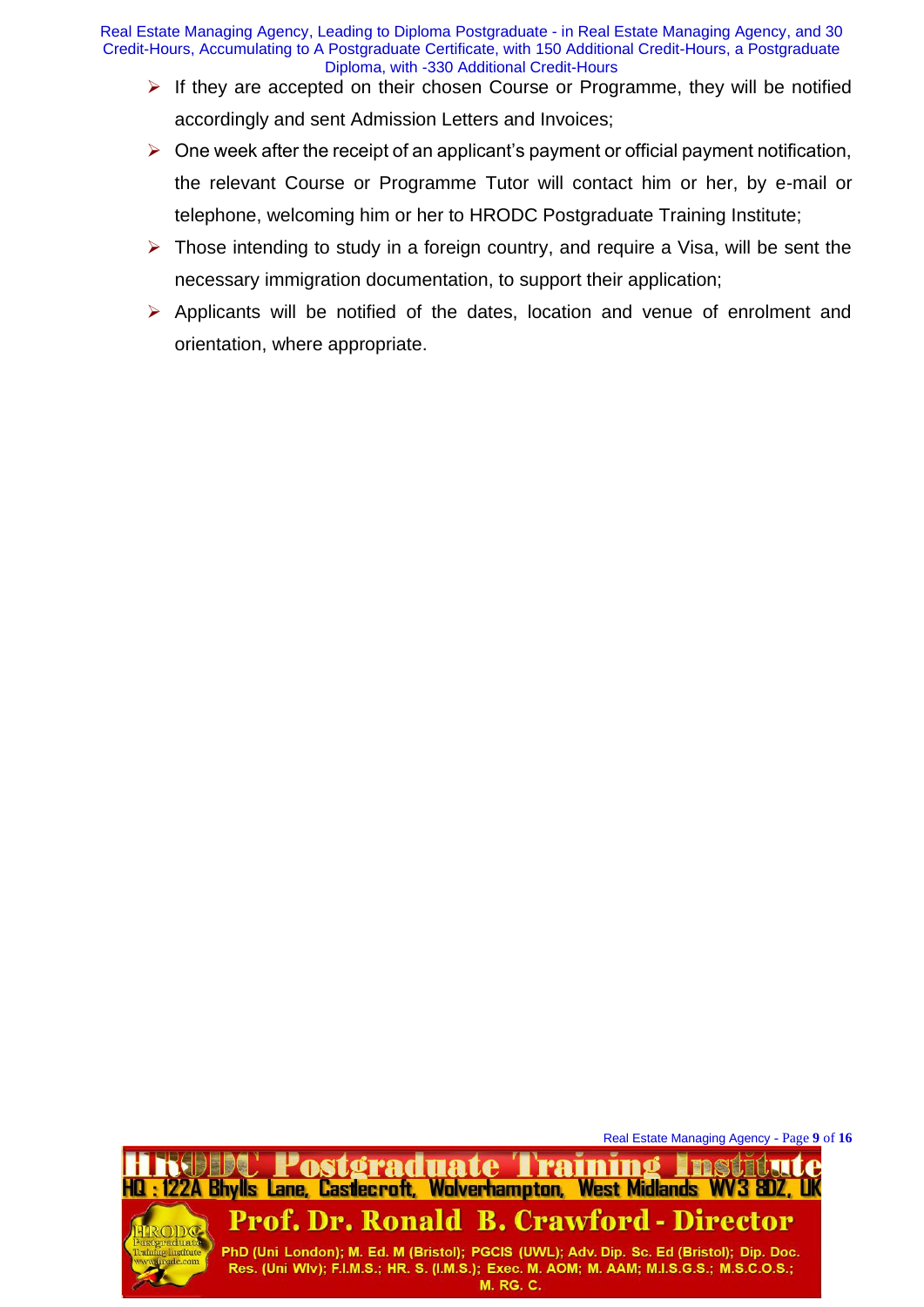- If they are accepted on their chosen Course or Programme, they will be notified accordingly and sent Admission Letters and Invoices;
- One week after the receipt of an applicant's payment or official payment notification, the relevant Course or Programme Tutor will contact him or her, by e-mail or telephone, welcoming him or her to HRODC Postgraduate Training Institute;
- Those intending to study in a foreign country, and require a Visa, will be sent the necessary immigration documentation, to support their application;
- Applicants will be notified of the dates, location and venue of enrolment and orientation, where appropriate.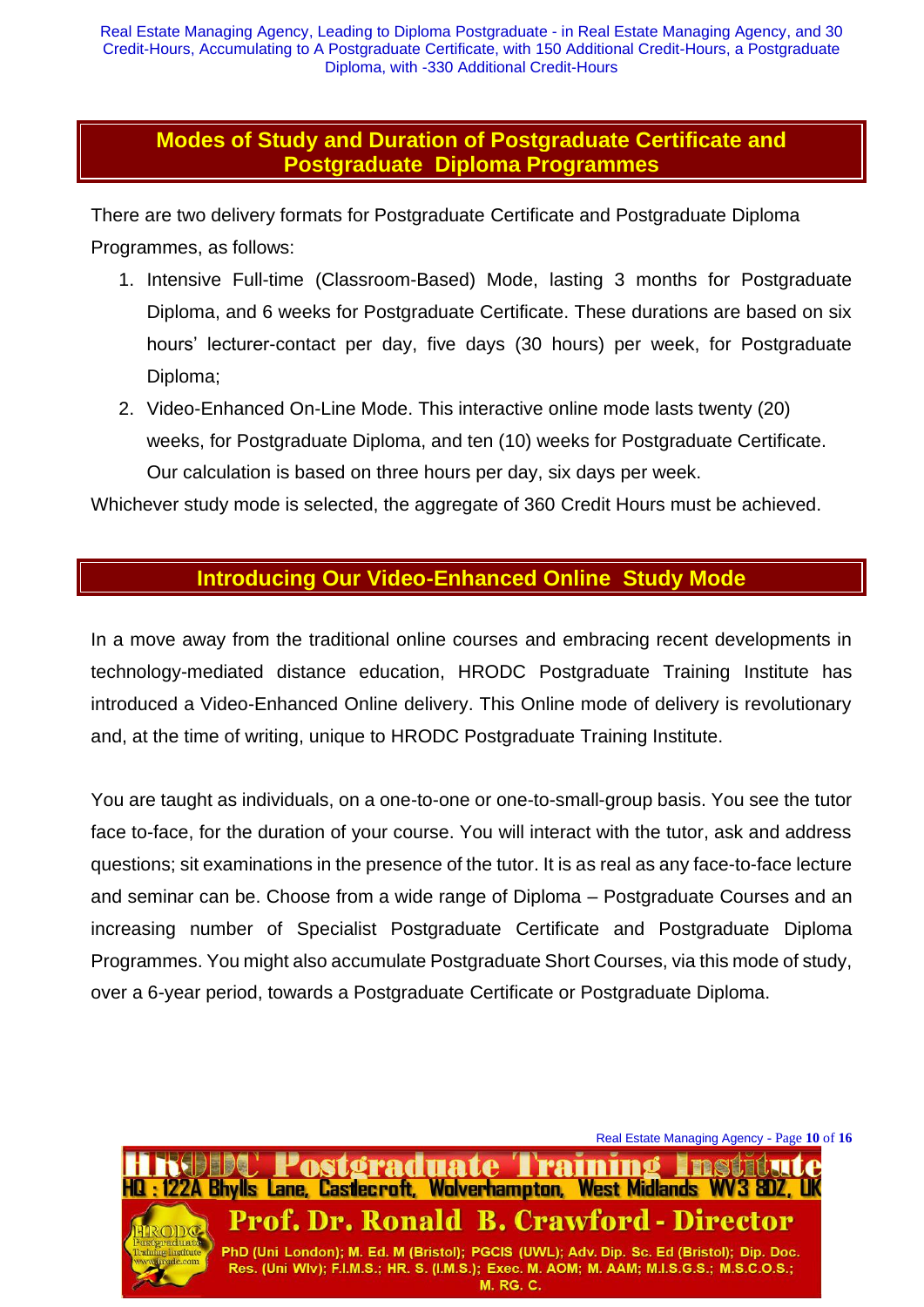## Modes of Study and Duration of Postgraduate Certificate and Postgraduate Diploma Programmes

There are two delivery formats for Postgraduate Certificate and Postgraduate Diploma Programmes, as follows:

1. Intensive Full-time (Classroom-Based) Mode, lasting 3 months for Postgraduate Diploma, and 6 weeks for Postgraduate Certificate. These durations are based on six hours' lecturer-contact per day, five days (30 hours) per week, for Postgraduate Diploma;
2. Video-Enhanced On-Line Mode. This interactive online mode lasts twenty (20) weeks, for Postgraduate Diploma, and ten (10) weeks for Postgraduate Certificate. Our calculation is based on three hours per day, six days per week.

Whichever study mode is selected, the aggregate of 360 Credit Hours must be achieved.

## Introducing Our Video-Enhanced Online Study Mode

In a move away from the traditional online courses and embracing recent developments in technology-mediated distance education, HRODC Postgraduate Training Institute has introduced a Video-Enhanced Online delivery. This Online mode of delivery is revolutionary and, at the time of writing, unique to HRODC Postgraduate Training Institute.

You are taught as individuals, on a one-to-one or one-to-small-group basis. You see the tutor face to-face, for the duration of your course. You will interact with the tutor, ask and address questions; sit examinations in the presence of the tutor. It is as real as any face-to-face lecture and seminar can be. Choose from a wide range of Diploma – Postgraduate Courses and an increasing number of Specialist Postgraduate Certificate and Postgraduate Diploma Programmes. You might also accumulate Postgraduate Short Courses, via this mode of study, over a 6-year period, towards a Postgraduate Certificate or Postgraduate Diploma.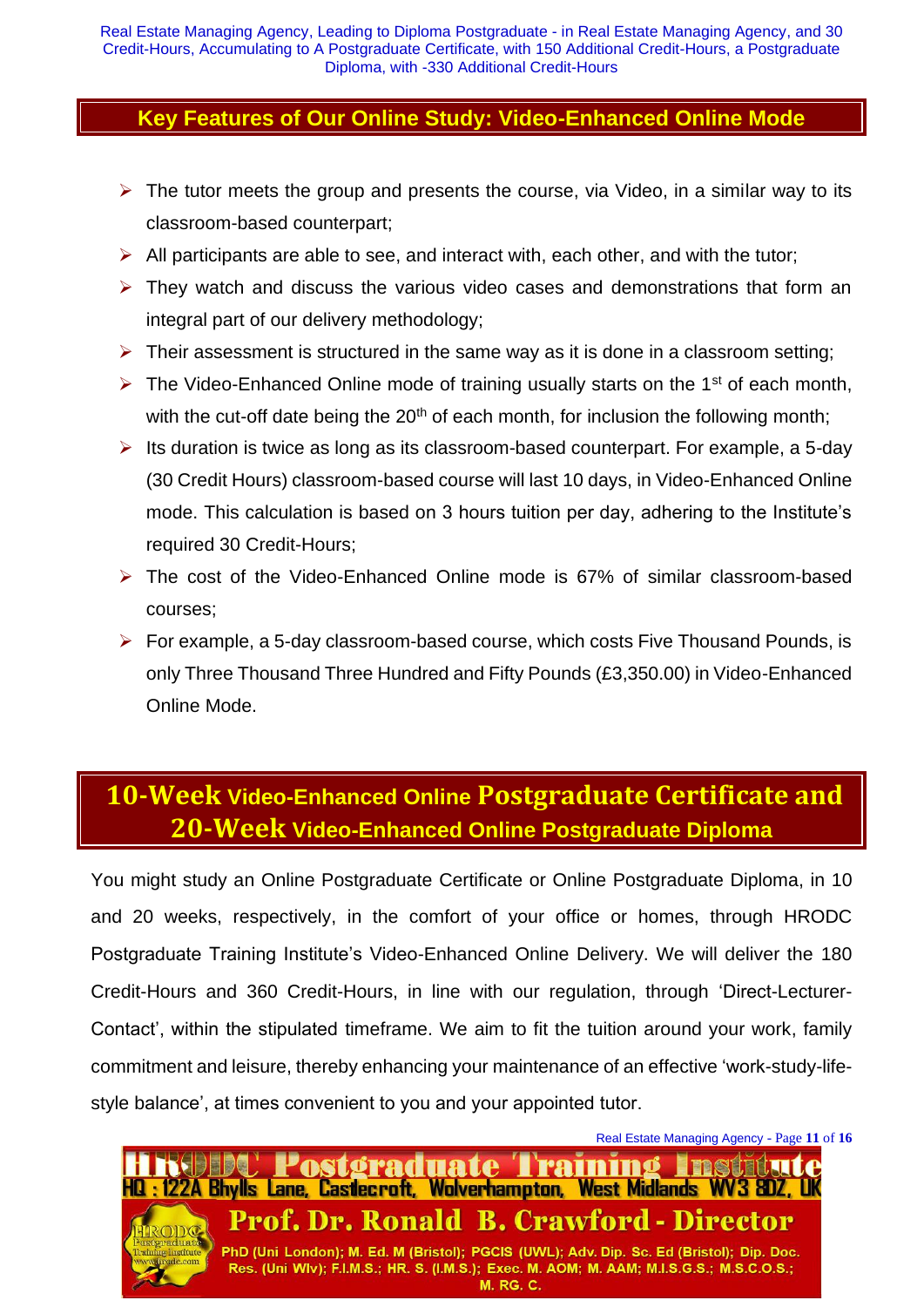## Key Features of Our Online Study: Video-Enhanced Online Mode

- The tutor meets the group and presents the course, via Video, in a similar way to its classroom-based counterpart;
- All participants are able to see, and interact with, each other, and with the tutor;
- They watch and discuss the various video cases and demonstrations that form an integral part of our delivery methodology;
- Their assessment is structured in the same way as it is done in a classroom setting;
- The Video-Enhanced Online mode of training usually starts on the 1st of each month, with the cut-off date being the 20th of each month, for inclusion the following month;
- Its duration is twice as long as its classroom-based counterpart. For example, a 5-day (30 Credit Hours) classroom-based course will last 10 days, in Video-Enhanced Online mode. This calculation is based on 3 hours tuition per day, adhering to the Institute's required 30 Credit-Hours;
- The cost of the Video-Enhanced Online mode is 67% of similar classroom-based courses;
- For example, a 5-day classroom-based course, which costs Five Thousand Pounds, is only Three Thousand Three Hundred and Fifty Pounds (£3,350.00) in Video-Enhanced Online Mode.

## 10-Week Video-Enhanced Online Postgraduate Certificate and 20-Week Video-Enhanced Online Postgraduate Diploma

You might study an Online Postgraduate Certificate or Online Postgraduate Diploma, in 10 and 20 weeks, respectively, in the comfort of your office or homes, through HRODC Postgraduate Training Institute's Video-Enhanced Online Delivery. We will deliver the 180 Credit-Hours and 360 Credit-Hours, in line with our regulation, through 'Direct-Lecturer-Contact', within the stipulated timeframe. We aim to fit the tuition around your work, family commitment and leisure, thereby enhancing your maintenance of an effective 'work-study-life-style balance', at times convenient to you and your appointed tutor.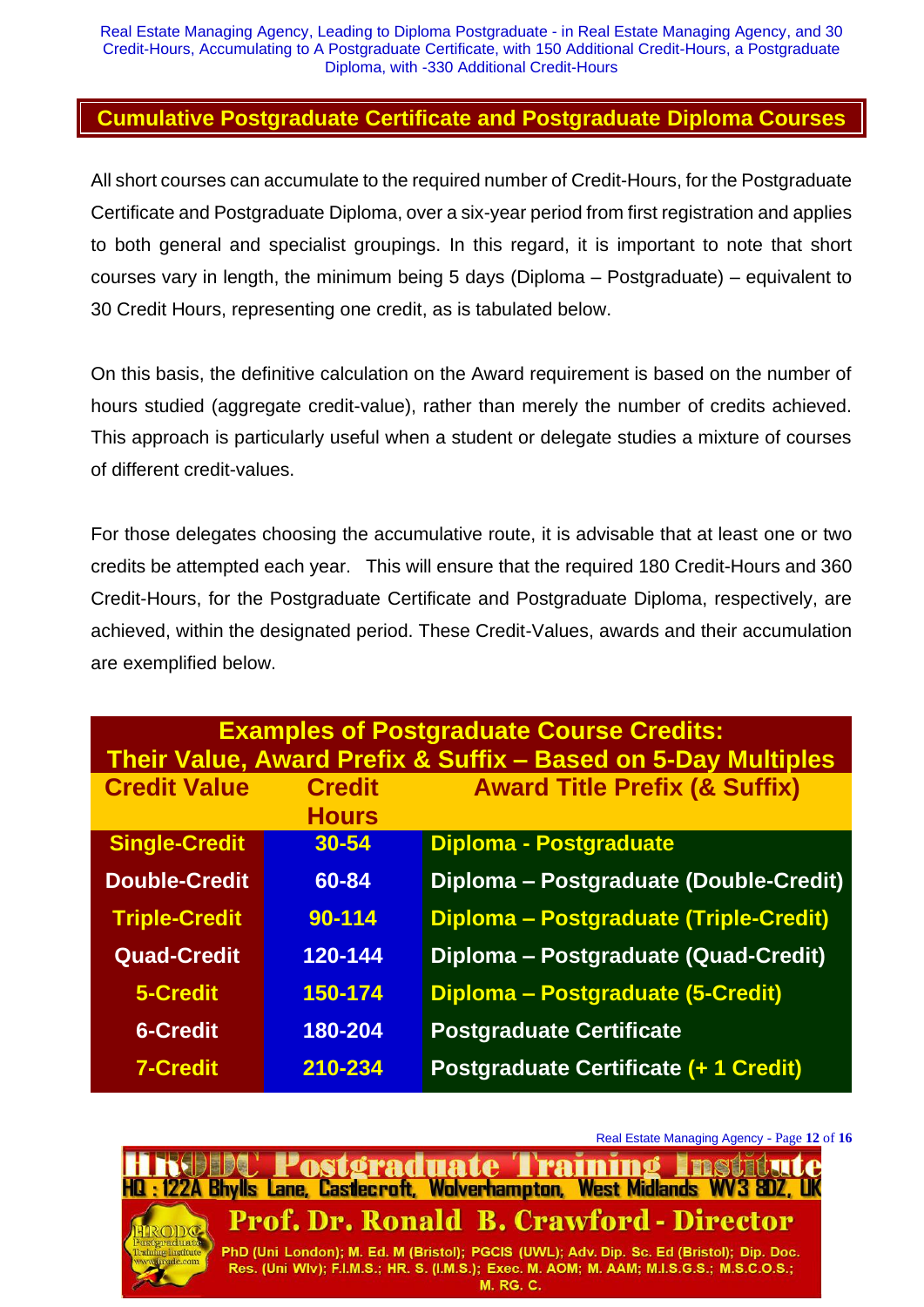## Cumulative Postgraduate Certificate and Postgraduate Diploma Courses

All short courses can accumulate to the required number of Credit-Hours, for the Postgraduate Certificate and Postgraduate Diploma, over a six-year period from first registration and applies to both general and specialist groupings. In this regard, it is important to note that short courses vary in length, the minimum being 5 days (Diploma – Postgraduate) – equivalent to 30 Credit Hours, representing one credit, as is tabulated below.

On this basis, the definitive calculation on the Award requirement is based on the number of hours studied (aggregate credit-value), rather than merely the number of credits achieved. This approach is particularly useful when a student or delegate studies a mixture of courses of different credit-values.

For those delegates choosing the accumulative route, it is advisable that at least one or two credits be attempted each year. This will ensure that the required 180 Credit-Hours and 360 Credit-Hours, for the Postgraduate Certificate and Postgraduate Diploma, respectively, are achieved, within the designated period. These Credit-Values, awards and their accumulation are exemplified below.

**Examples of Postgraduate Course Credits: Their Value, Award Prefix & Suffix – Based on 5-Day Multiples**

| Credit Value | Credit Hours | Award Title Prefix (& Suffix) |
|---|---|---|
| Single-Credit | 30-54 | Diploma - Postgraduate |
| Double-Credit | 60-84 | Diploma – Postgraduate (Double-Credit) |
| Triple-Credit | 90-114 | Diploma – Postgraduate (Triple-Credit) |
| Quad-Credit | 120-144 | Diploma – Postgraduate (Quad-Credit) |
| 5-Credit | 150-174 | Diploma – Postgraduate (5-Credit) |
| 6-Credit | 180-204 | Postgraduate Certificate |
| 7-Credit | 210-234 | Postgraduate Certificate (+ 1 Credit) |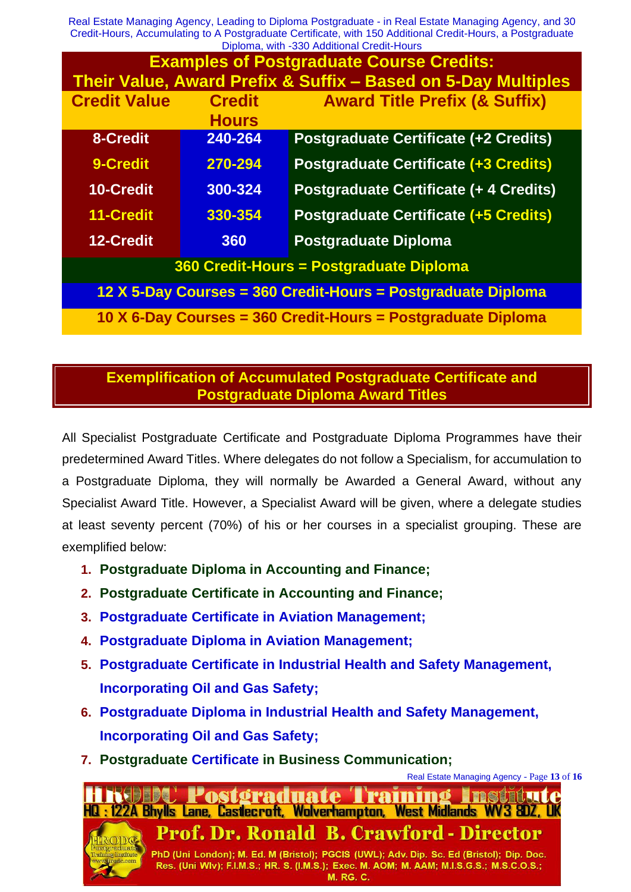Real Estate Managing Agency, Leading to Diploma Postgraduate - in Real Estate Managing Agency, and 30 Credit-Hours, Accumulating to A Postgraduate Certificate, with 150 Additional Credit-Hours, a Postgraduate Diploma, with -330 Additional Credit-Hours

| Examples of Postgraduate Course Credits: Their Value, Award Prefix & Suffix – Based on 5-Day Multiples | | |
|---|---|---|
| **Credit Value** | **Credit Hours** | **Award Title Prefix (& Suffix)** |
| 8-Credit | 240-264 | Postgraduate Certificate (+2 Credits) |
| 9-Credit | 270-294 | Postgraduate Certificate (+3 Credits) |
| 10-Credit | 300-324 | Postgraduate Certificate (+ 4 Credits) |
| 11-Credit | 330-354 | Postgraduate Certificate (+5 Credits) |
| 12-Credit | 360 | Postgraduate Diploma |
| 360 Credit-Hours = Postgraduate Diploma | | |
| 12 X 5-Day Courses = 360 Credit-Hours = Postgraduate Diploma | | |
| 10 X 6-Day Courses = 360 Credit-Hours = Postgraduate Diploma | | |

## Exemplification of Accumulated Postgraduate Certificate and Postgraduate Diploma Award Titles

All Specialist Postgraduate Certificate and Postgraduate Diploma Programmes have their predetermined Award Titles. Where delegates do not follow a Specialism, for accumulation to a Postgraduate Diploma, they will normally be Awarded a General Award, without any Specialist Award Title. However, a Specialist Award will be given, where a delegate studies at least seventy percent (70%) of his or her courses in a specialist grouping. These are exemplified below:

1. **Postgraduate Diploma in Accounting and Finance;**
2. **Postgraduate Certificate in Accounting and Finance;**
3. **Postgraduate Certificate in Aviation Management;**
4. **Postgraduate Diploma in Aviation Management;**
5. **Postgraduate Certificate in Industrial Health and Safety Management, Incorporating Oil and Gas Safety;**
6. **Postgraduate Diploma in Industrial Health and Safety Management, Incorporating Oil and Gas Safety;**
7. **Postgraduate Certificate in Business Communication;**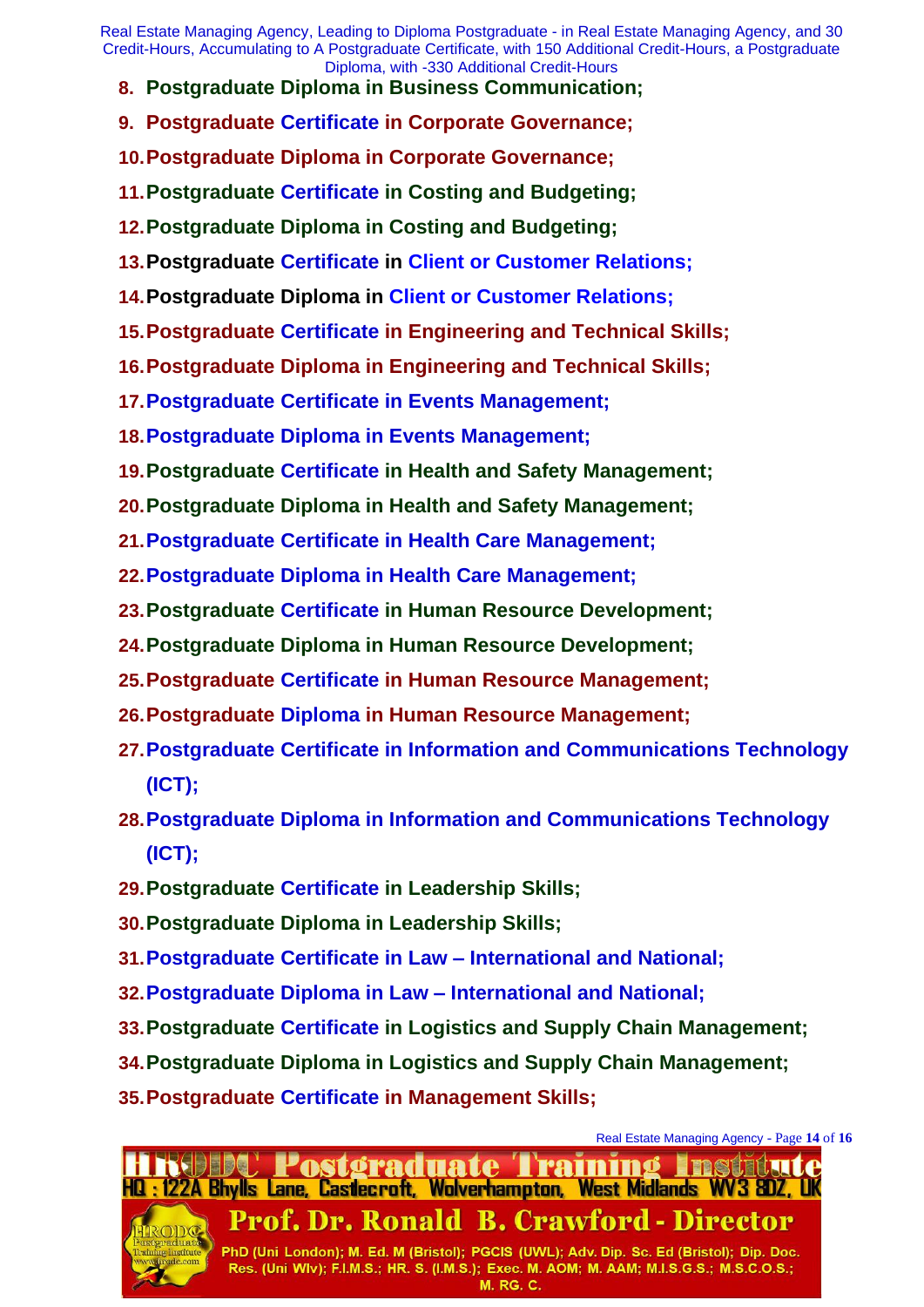8. **Postgraduate Diploma in Business Communication;**
9. **Postgraduate Certificate in Corporate Governance;**
10. **Postgraduate Diploma in Corporate Governance;**
11. **Postgraduate Certificate in Costing and Budgeting;**
12. **Postgraduate Diploma in Costing and Budgeting;**
13. **Postgraduate Certificate in Client or Customer Relations;**
14. **Postgraduate Diploma in Client or Customer Relations;**
15. **Postgraduate Certificate in Engineering and Technical Skills;**
16. **Postgraduate Diploma in Engineering and Technical Skills;**
17. **Postgraduate Certificate in Events Management;**
18. **Postgraduate Diploma in Events Management;**
19. **Postgraduate Certificate in Health and Safety Management;**
20. **Postgraduate Diploma in Health and Safety Management;**
21. **Postgraduate Certificate in Health Care Management;**
22. **Postgraduate Diploma in Health Care Management;**
23. **Postgraduate Certificate in Human Resource Development;**
24. **Postgraduate Diploma in Human Resource Development;**
25. **Postgraduate Certificate in Human Resource Management;**
26. **Postgraduate Diploma in Human Resource Management;**
27. **Postgraduate Certificate in Information and Communications Technology (ICT);**
28. **Postgraduate Diploma in Information and Communications Technology (ICT);**
29. **Postgraduate Certificate in Leadership Skills;**
30. **Postgraduate Diploma in Leadership Skills;**
31. **Postgraduate Certificate in Law – International and National;**
32. **Postgraduate Diploma in Law – International and National;**
33. **Postgraduate Certificate in Logistics and Supply Chain Management;**
34. **Postgraduate Diploma in Logistics and Supply Chain Management;**
35. **Postgraduate Certificate in Management Skills;**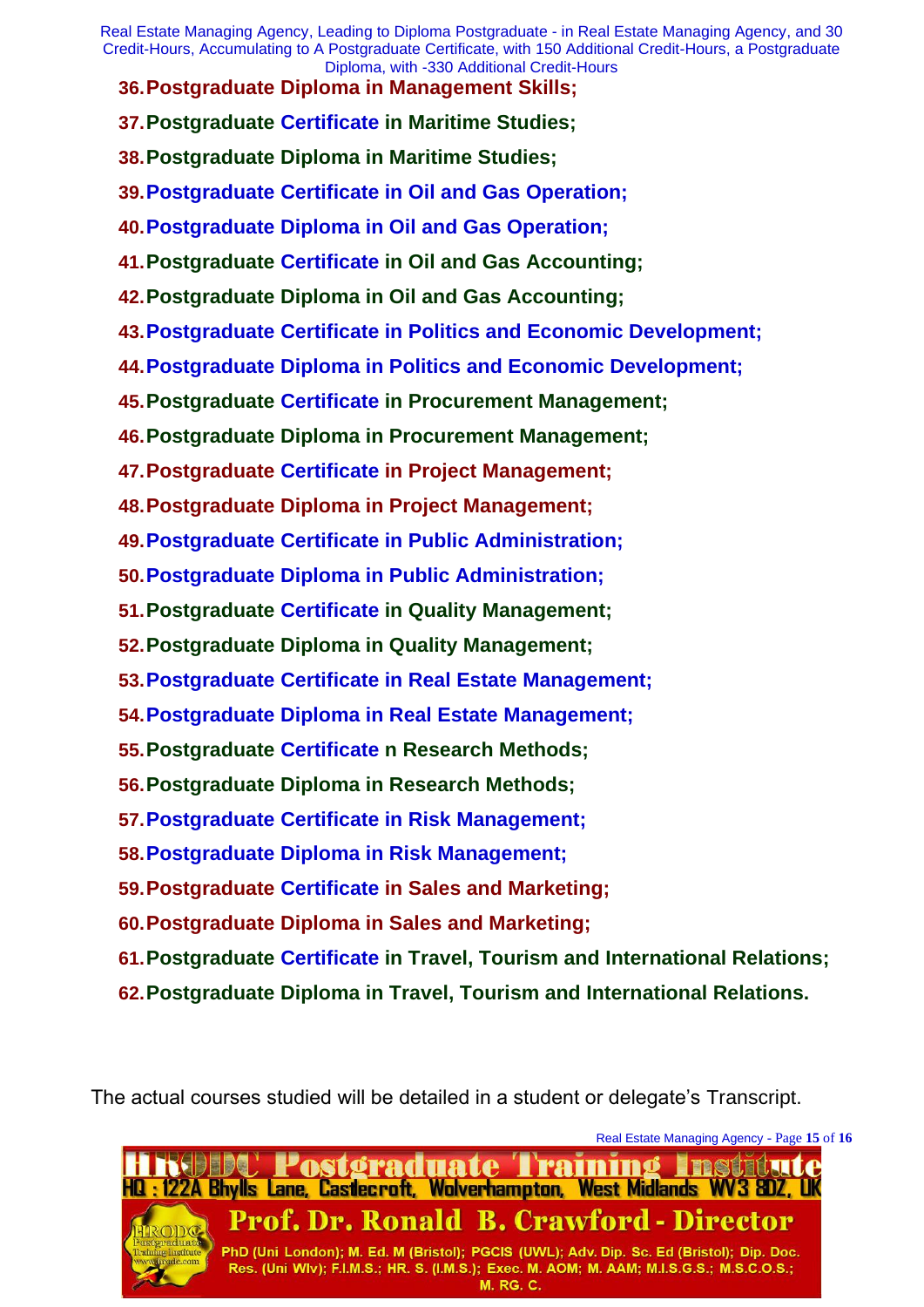36. **Postgraduate Diploma in Management Skills;**
37. **Postgraduate Certificate in Maritime Studies;**
38. **Postgraduate Diploma in Maritime Studies;**
39. **Postgraduate Certificate in Oil and Gas Operation;**
40. **Postgraduate Diploma in Oil and Gas Operation;**
41. **Postgraduate Certificate in Oil and Gas Accounting;**
42. **Postgraduate Diploma in Oil and Gas Accounting;**
43. **Postgraduate Certificate in Politics and Economic Development;**
44. **Postgraduate Diploma in Politics and Economic Development;**
45. **Postgraduate Certificate in Procurement Management;**
46. **Postgraduate Diploma in Procurement Management;**
47. **Postgraduate Certificate in Project Management;**
48. **Postgraduate Diploma in Project Management;**
49. **Postgraduate Certificate in Public Administration;**
50. **Postgraduate Diploma in Public Administration;**
51. **Postgraduate Certificate in Quality Management;**
52. **Postgraduate Diploma in Quality Management;**
53. **Postgraduate Certificate in Real Estate Management;**
54. **Postgraduate Diploma in Real Estate Management;**
55. **Postgraduate Certificate n Research Methods;**
56. **Postgraduate Diploma in Research Methods;**
57. **Postgraduate Certificate in Risk Management;**
58. **Postgraduate Diploma in Risk Management;**
59. **Postgraduate Certificate in Sales and Marketing;**
60. **Postgraduate Diploma in Sales and Marketing;**
61. **Postgraduate Certificate in Travel, Tourism and International Relations;**
62. **Postgraduate Diploma in Travel, Tourism and International Relations.**

The actual courses studied will be detailed in a student or delegate's Transcript.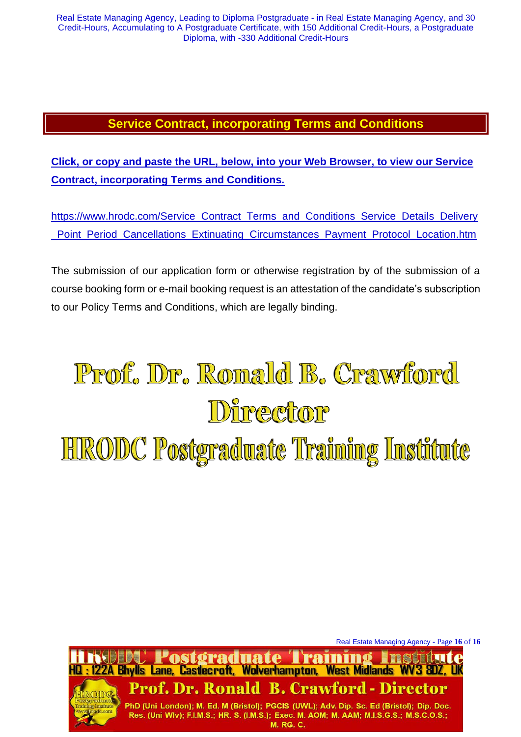## Service Contract, incorporating Terms and Conditions

**Click, or copy and paste the URL, below, into your Web Browser, to view our Service Contract, incorporating Terms and Conditions.**

https://www.hrodc.com/Service_Contract_Terms_and_Conditions_Service_Details_Delivery_Point_Period_Cancellations_Extinuating_Circumstances_Payment_Protocol_Location.htm

The submission of our application form or otherwise registration by of the submission of a course booking form or e-mail booking request is an attestation of the candidate's subscription to our Policy Terms and Conditions, which are legally binding.

# Prof. Dr. Ronald B. Crawford
# Director
# HRODC Postgraduate Training Institute